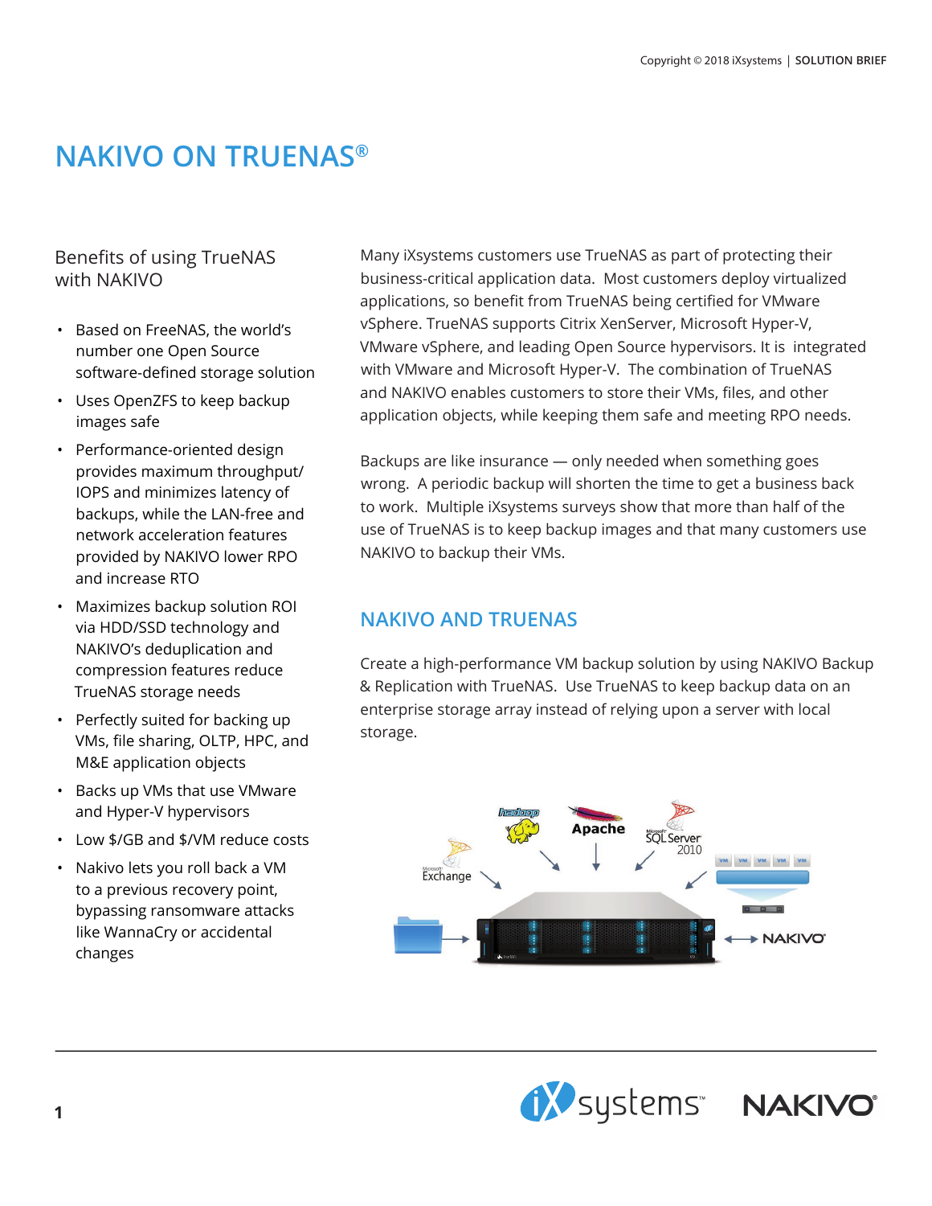# NAKIVO ON TRUENAS®

## Benefits of using TrueNAS with NAKIVO

- Based on FreeNAS, the world's number one Open Source software-defined storage solution
- Uses OpenZFS to keep backup images safe
- Performance-oriented design provides maximum throughput/ IOPS and minimizes latency of backups, while the LAN-free and network acceleration features provided by NAKIVO lower RPO and increase RTO
- Maximizes backup solution ROI via HDD/SSD technology and NAKIVO's deduplication and compression features reduce TrueNAS storage needs
- Perfectly suited for backing up VMs, file sharing, OLTP, HPC, and M&E application objects
- Backs up VMs that use VMware and Hyper-V hypervisors
- Low $/GB and $/VM reduce costs
- Nakivo lets you roll back a VM to a previous recovery point, bypassing ransomware attacks like WannaCry or accidental changes

Many iXsystems customers use TrueNAS as part of protecting their business-critical application data. Most customers deploy virtualized applications, so benefit from TrueNAS being certified for VMware vSphere. TrueNAS supports Citrix XenServer, Microsoft Hyper-V, VMware vSphere, and leading Open Source hypervisors. It is integrated with VMware and Microsoft Hyper-V. The combination of TrueNAS and NAKIVO enables customers to store their VMs, files, and other application objects, while keeping them safe and meeting RPO needs.

Backups are like insurance — only needed when something goes wrong. A periodic backup will shorten the time to get a business back to work. Multiple iXsystems surveys show that more than half of the use of TrueNAS is to keep backup images and that many customers use NAKIVO to backup their VMs.

## NAKIVO AND TRUENAS

Create a high-performance VM backup solution by using NAKIVO Backup & Replication with TrueNAS. Use TrueNAS to keep backup data on an enterprise storage array instead of relying upon a server with local storage.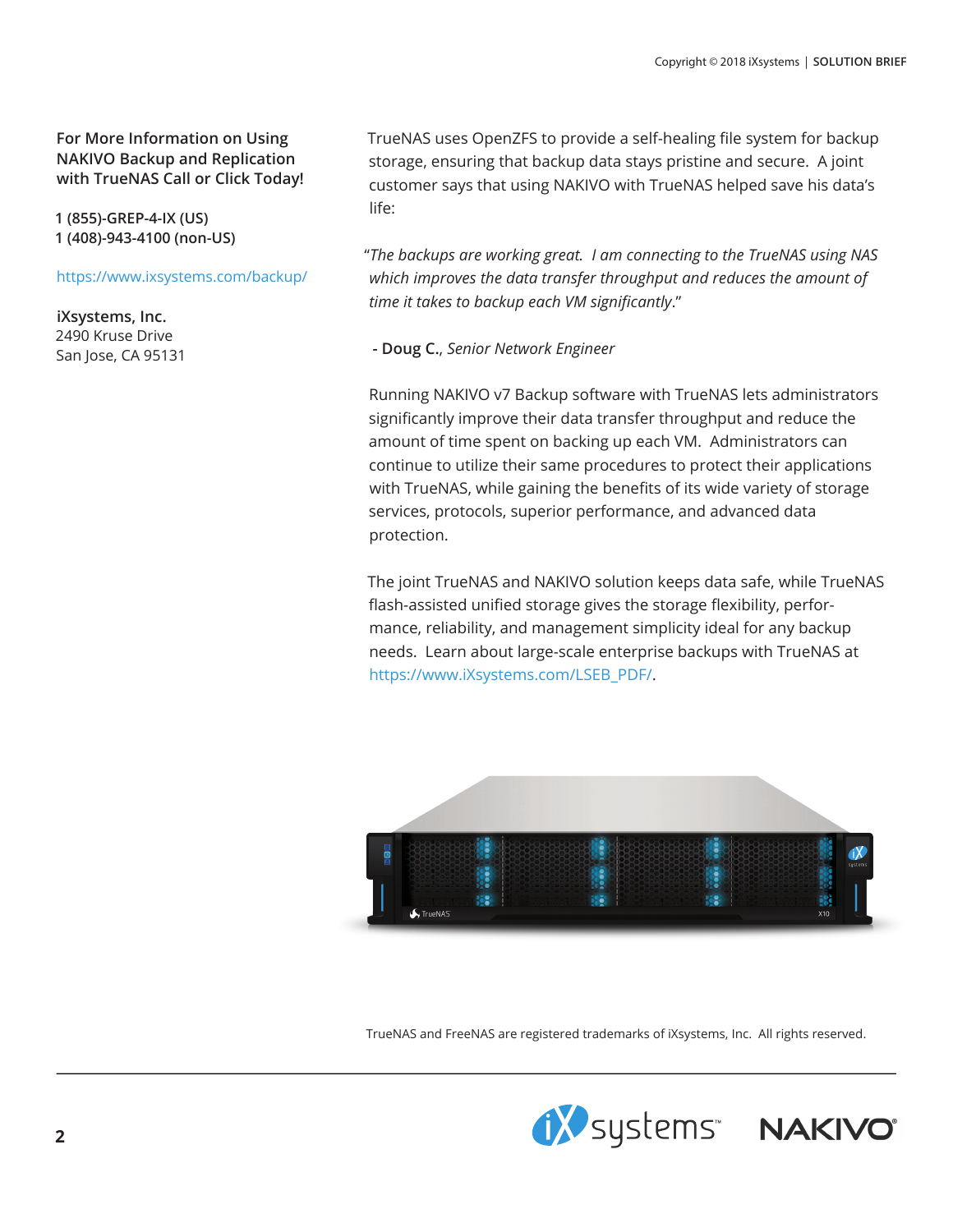**For More Information on Using NAKIVO Backup and Replication with TrueNAS Call or Click Today!**

**1 (855)-GREP-4-IX (US)**
**1 (408)-943-4100 (non-US)**

https://www.ixsystems.com/backup/

**iXsystems, Inc.**
2490 Kruse Drive
San Jose, CA 95131

TrueNAS uses OpenZFS to provide a self-healing file system for backup storage, ensuring that backup data stays pristine and secure. A joint customer says that using NAKIVO with TrueNAS helped save his data's life:

"*The backups are working great. I am connecting to the TrueNAS using NAS which improves the data transfer throughput and reduces the amount of time it takes to backup each VM significantly*."

**- Doug C.**, *Senior Network Engineer*

Running NAKIVO v7 Backup software with TrueNAS lets administrators significantly improve their data transfer throughput and reduce the amount of time spent on backing up each VM. Administrators can continue to utilize their same procedures to protect their applications with TrueNAS, while gaining the benefits of its wide variety of storage services, protocols, superior performance, and advanced data protection.

The joint TrueNAS and NAKIVO solution keeps data safe, while TrueNAS flash-assisted unified storage gives the storage flexibility, performance, reliability, and management simplicity ideal for any backup needs. Learn about large-scale enterprise backups with TrueNAS at https://www.iXsystems.com/LSEB_PDF/.

TrueNAS and FreeNAS are registered trademarks of iXsystems, Inc. All rights reserved.